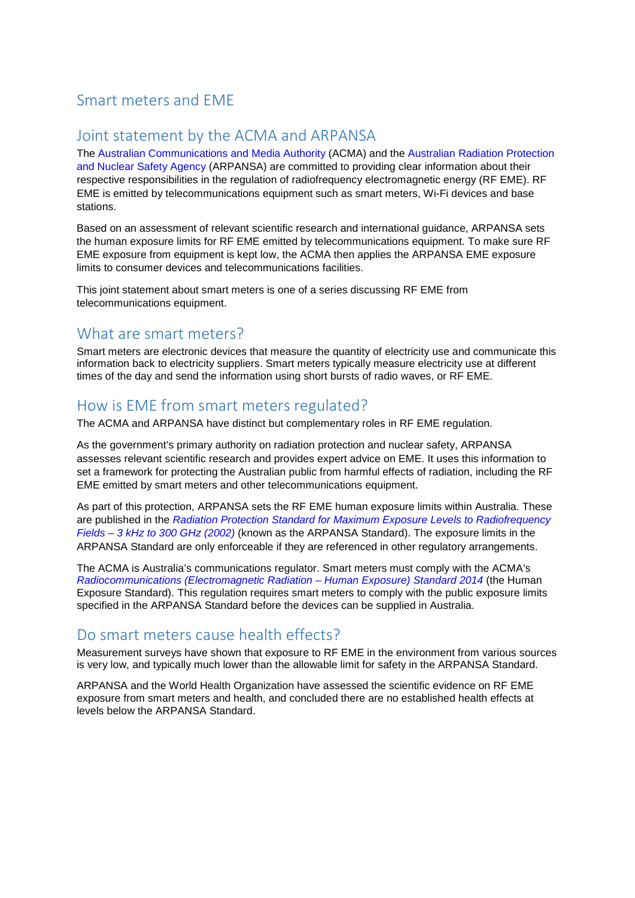# Smart meters and EME

## Joint statement by the ACMA and ARPANSA

The Australian Communications and Media Authority (ACMA) and the Australian Radiation Protection and Nuclear Safety Agency (ARPANSA) are committed to providing clear information about their respective responsibilities in the regulation of radiofrequency electromagnetic energy (RF EME). RF EME is emitted by telecommunications equipment such as smart meters, Wi-Fi devices and base stations.

Based on an assessment of relevant scientific research and international guidance, ARPANSA sets the human exposure limits for RF EME emitted by telecommunications equipment. To make sure RF EME exposure from equipment is kept low, the ACMA then applies the ARPANSA EME exposure limits to consumer devices and telecommunications facilities.

This joint statement about smart meters is one of a series discussing RF EME from telecommunications equipment.

## What are smart meters?

Smart meters are electronic devices that measure the quantity of electricity use and communicate this information back to electricity suppliers. Smart meters typically measure electricity use at different times of the day and send the information using short bursts of radio waves, or RF EME.

## How is EME from smart meters regulated?

The ACMA and ARPANSA have distinct but complementary roles in RF EME regulation.

As the government's primary authority on radiation protection and nuclear safety, ARPANSA assesses relevant scientific research and provides expert advice on EME. It uses this information to set a framework for protecting the Australian public from harmful effects of radiation, including the RF EME emitted by smart meters and other telecommunications equipment.

As part of this protection, ARPANSA sets the RF EME human exposure limits within Australia. These are published in the *Radiation Protection Standard for Maximum Exposure Levels to Radiofrequency Fields – 3 kHz to 300 GHz (2002)* (known as the ARPANSA Standard). The exposure limits in the ARPANSA Standard are only enforceable if they are referenced in other regulatory arrangements.

The ACMA is Australia's communications regulator. Smart meters must comply with the ACMA's *Radiocommunications (Electromagnetic Radiation – Human Exposure) Standard 2014* (the Human Exposure Standard). This regulation requires smart meters to comply with the public exposure limits specified in the ARPANSA Standard before the devices can be supplied in Australia.

## Do smart meters cause health effects?

Measurement surveys have shown that exposure to RF EME in the environment from various sources is very low, and typically much lower than the allowable limit for safety in the ARPANSA Standard.

ARPANSA and the World Health Organization have assessed the scientific evidence on RF EME exposure from smart meters and health, and concluded there are no established health effects at levels below the ARPANSA Standard.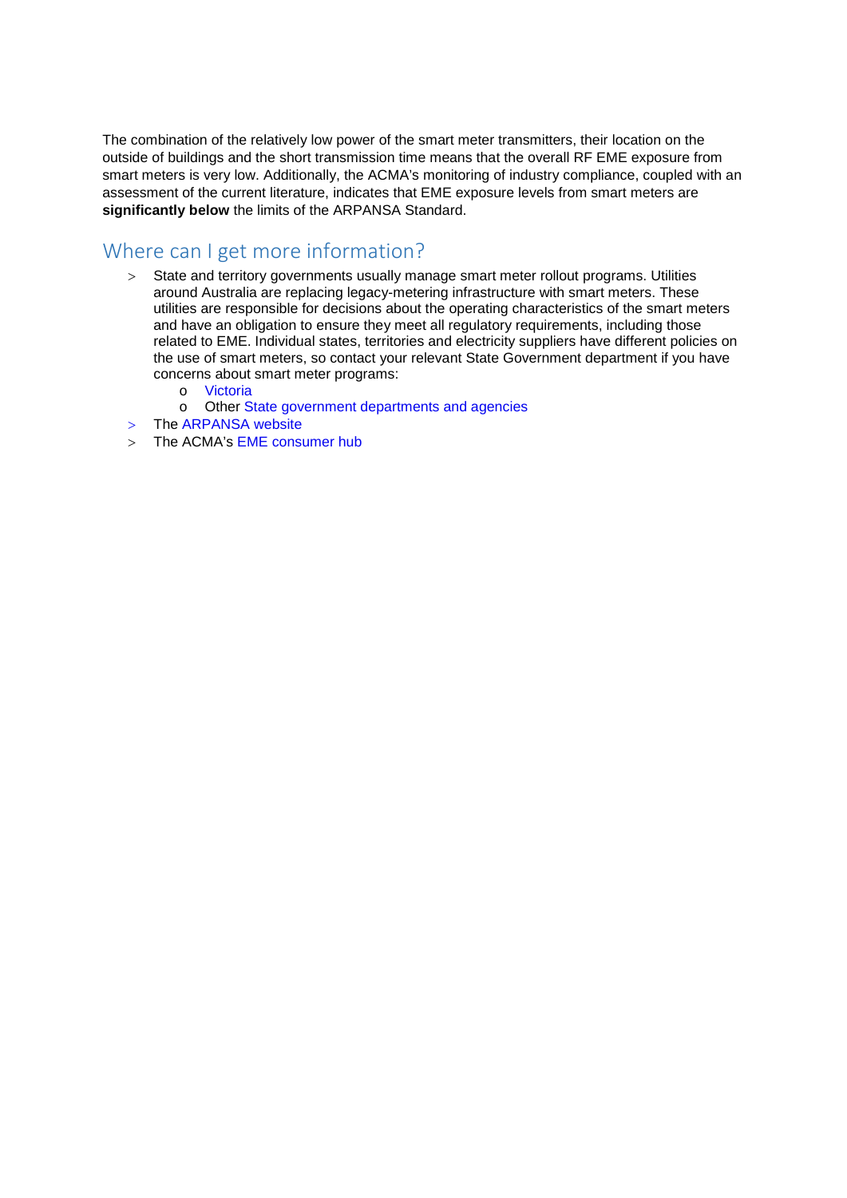The combination of the relatively low power of the smart meter transmitters, their location on the outside of buildings and the short transmission time means that the overall RF EME exposure from smart meters is very low. Additionally, the ACMA's monitoring of industry compliance, coupled with an assessment of the current literature, indicates that EME exposure levels from smart meters are **significantly below** the limits of the ARPANSA Standard.

## Where can I get more information?

- State and territory governments usually manage smart meter rollout programs. Utilities around Australia are replacing legacy-metering infrastructure with smart meters. These utilities are responsible for decisions about the operating characteristics of the smart meters and have an obligation to ensure they meet all regulatory requirements, including those related to EME. Individual states, territories and electricity suppliers have different policies on the use of smart meters, so contact your relevant State Government department if you have concerns about smart meter programs:
  - Victoria
  - Other State government departments and agencies
- The ARPANSA website
- The ACMA's EME consumer hub